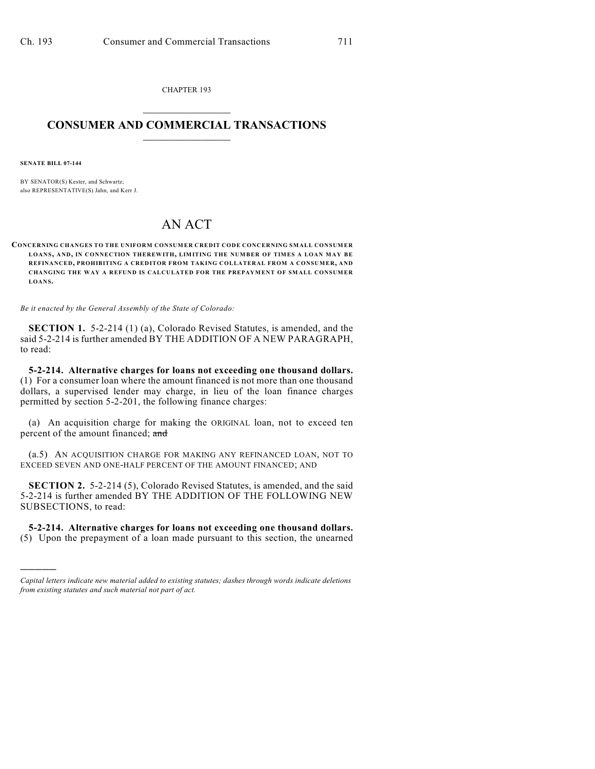CHAPTER 193

# CONSUMER AND COMMERCIAL TRANSACTIONS

**SENATE BILL 07-144**

BY SENATOR(S) Kester, and Schwartz;
also REPRESENTATIVE(S) Jahn, and Kerr J.

# AN ACT

**CONCERNING CHANGES TO THE UNIFORM CONSUMER CREDIT CODE CONCERNING SMALL CONSUMER LOANS, AND, IN CONNECTION THEREWITH, LIMITING THE NUMBER OF TIMES A LOAN MAY BE REFINANCED, PROHIBITING A CREDITOR FROM TAKING COLLATERAL FROM A CONSUMER, AND CHANGING THE WAY A REFUND IS CALCULATED FOR THE PREPAYMENT OF SMALL CONSUMER LOANS.**

*Be it enacted by the General Assembly of the State of Colorado:*

**SECTION 1.** 5-2-214 (1) (a), Colorado Revised Statutes, is amended, and the said 5-2-214 is further amended BY THE ADDITION OF A NEW PARAGRAPH, to read:

**5-2-214. Alternative charges for loans not exceeding one thousand dollars.** (1) For a consumer loan where the amount financed is not more than one thousand dollars, a supervised lender may charge, in lieu of the loan finance charges permitted by section 5-2-201, the following finance charges:

(a) An acquisition charge for making the ORIGINAL loan, not to exceed ten percent of the amount financed; ~~and~~

(a.5) AN ACQUISITION CHARGE FOR MAKING ANY REFINANCED LOAN, NOT TO EXCEED SEVEN AND ONE-HALF PERCENT OF THE AMOUNT FINANCED; AND

**SECTION 2.** 5-2-214 (5), Colorado Revised Statutes, is amended, and the said 5-2-214 is further amended BY THE ADDITION OF THE FOLLOWING NEW SUBSECTIONS, to read:

**5-2-214. Alternative charges for loans not exceeding one thousand dollars.** (5) Upon the prepayment of a loan made pursuant to this section, the unearned

---

*Capital letters indicate new material added to existing statutes; dashes through words indicate deletions from existing statutes and such material not part of act.*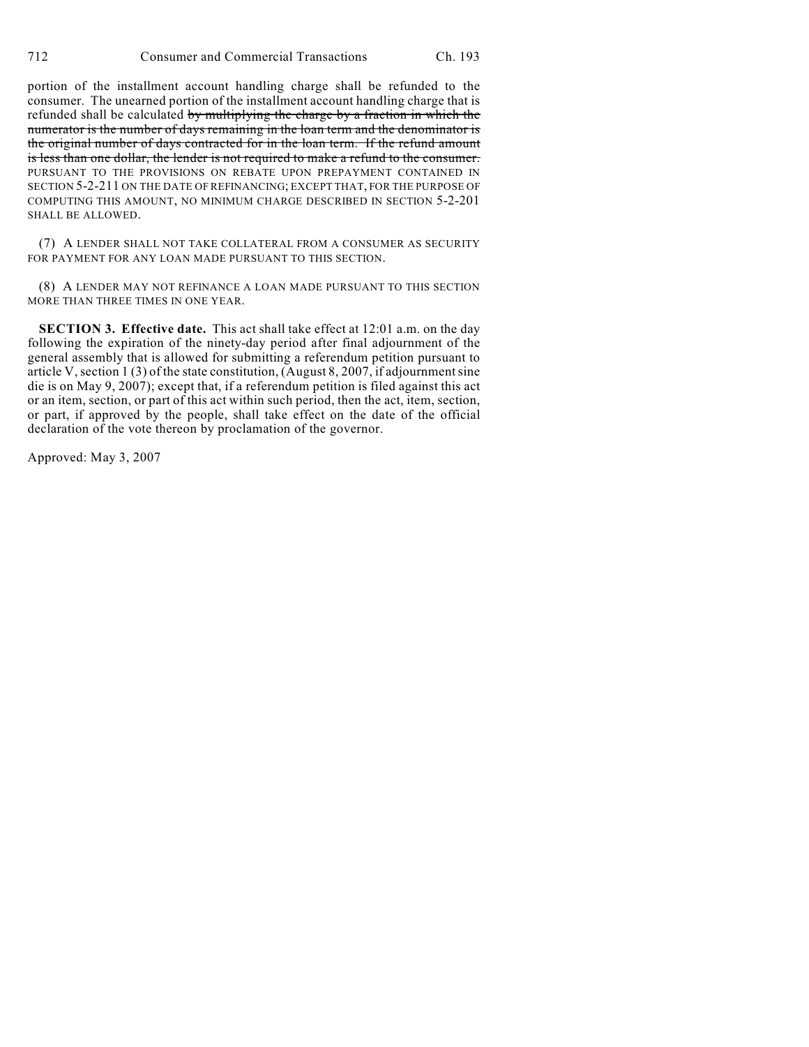portion of the installment account handling charge shall be refunded to the consumer. The unearned portion of the installment account handling charge that is refunded shall be calculated ~~by multiplying the charge by a fraction in which the numerator is the number of days remaining in the loan term and the denominator is the original number of days contracted for in the loan term. If the refund amount is less than one dollar, the lender is not required to make a refund to the consumer.~~ PURSUANT TO THE PROVISIONS ON REBATE UPON PREPAYMENT CONTAINED IN SECTION 5-2-211 ON THE DATE OF REFINANCING; EXCEPT THAT, FOR THE PURPOSE OF COMPUTING THIS AMOUNT, NO MINIMUM CHARGE DESCRIBED IN SECTION 5-2-201 SHALL BE ALLOWED.

(7) A LENDER SHALL NOT TAKE COLLATERAL FROM A CONSUMER AS SECURITY FOR PAYMENT FOR ANY LOAN MADE PURSUANT TO THIS SECTION.

(8) A LENDER MAY NOT REFINANCE A LOAN MADE PURSUANT TO THIS SECTION MORE THAN THREE TIMES IN ONE YEAR.

**SECTION 3. Effective date.** This act shall take effect at 12:01 a.m. on the day following the expiration of the ninety-day period after final adjournment of the general assembly that is allowed for submitting a referendum petition pursuant to article V, section 1 (3) of the state constitution, (August 8, 2007, if adjournment sine die is on May 9, 2007); except that, if a referendum petition is filed against this act or an item, section, or part of this act within such period, then the act, item, section, or part, if approved by the people, shall take effect on the date of the official declaration of the vote thereon by proclamation of the governor.

Approved: May 3, 2007